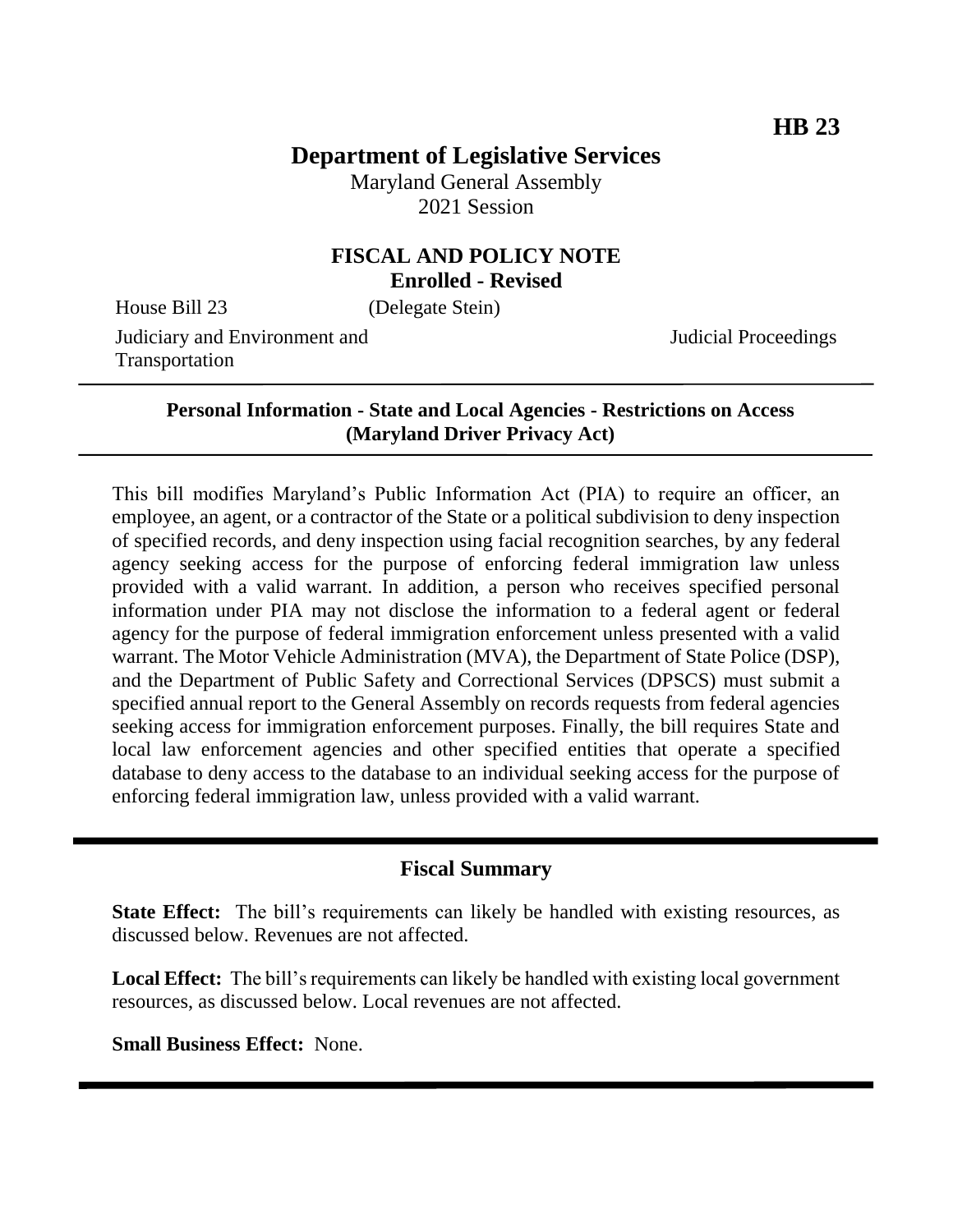**HB 23**

# Department of Legislative Services

Maryland General Assembly
2021 Session

## FISCAL AND POLICY NOTE
**Enrolled - Revised**

House Bill 23 (Delegate Stein)

Judiciary and Environment and Transportation | Judicial Proceedings

---

**Personal Information - State and Local Agencies - Restrictions on Access (Maryland Driver Privacy Act)**

---

This bill modifies Maryland's Public Information Act (PIA) to require an officer, an employee, an agent, or a contractor of the State or a political subdivision to deny inspection of specified records, and deny inspection using facial recognition searches, by any federal agency seeking access for the purpose of enforcing federal immigration law unless provided with a valid warrant. In addition, a person who receives specified personal information under PIA may not disclose the information to a federal agent or federal agency for the purpose of federal immigration enforcement unless presented with a valid warrant. The Motor Vehicle Administration (MVA), the Department of State Police (DSP), and the Department of Public Safety and Correctional Services (DPSCS) must submit a specified annual report to the General Assembly on records requests from federal agencies seeking access for immigration enforcement purposes. Finally, the bill requires State and local law enforcement agencies and other specified entities that operate a specified database to deny access to the database to an individual seeking access for the purpose of enforcing federal immigration law, unless provided with a valid warrant.

---

## Fiscal Summary

**State Effect:** The bill's requirements can likely be handled with existing resources, as discussed below. Revenues are not affected.

**Local Effect:** The bill's requirements can likely be handled with existing local government resources, as discussed below. Local revenues are not affected.

**Small Business Effect:** None.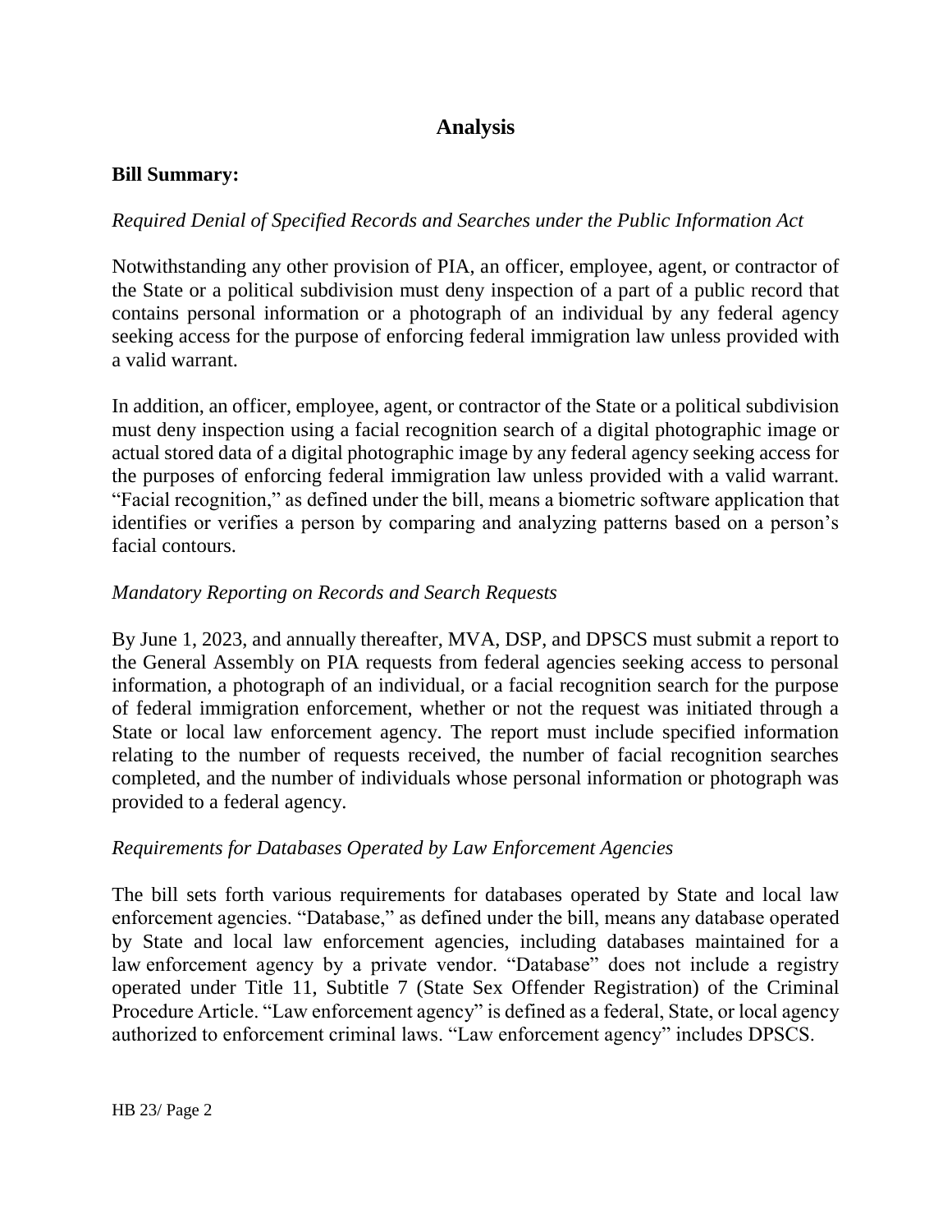# Analysis

**Bill Summary:**

*Required Denial of Specified Records and Searches under the Public Information Act*

Notwithstanding any other provision of PIA, an officer, employee, agent, or contractor of the State or a political subdivision must deny inspection of a part of a public record that contains personal information or a photograph of an individual by any federal agency seeking access for the purpose of enforcing federal immigration law unless provided with a valid warrant.

In addition, an officer, employee, agent, or contractor of the State or a political subdivision must deny inspection using a facial recognition search of a digital photographic image or actual stored data of a digital photographic image by any federal agency seeking access for the purposes of enforcing federal immigration law unless provided with a valid warrant. "Facial recognition," as defined under the bill, means a biometric software application that identifies or verifies a person by comparing and analyzing patterns based on a person's facial contours.

*Mandatory Reporting on Records and Search Requests*

By June 1, 2023, and annually thereafter, MVA, DSP, and DPSCS must submit a report to the General Assembly on PIA requests from federal agencies seeking access to personal information, a photograph of an individual, or a facial recognition search for the purpose of federal immigration enforcement, whether or not the request was initiated through a State or local law enforcement agency. The report must include specified information relating to the number of requests received, the number of facial recognition searches completed, and the number of individuals whose personal information or photograph was provided to a federal agency.

*Requirements for Databases Operated by Law Enforcement Agencies*

The bill sets forth various requirements for databases operated by State and local law enforcement agencies. "Database," as defined under the bill, means any database operated by State and local law enforcement agencies, including databases maintained for a law enforcement agency by a private vendor. "Database" does not include a registry operated under Title 11, Subtitle 7 (State Sex Offender Registration) of the Criminal Procedure Article. "Law enforcement agency" is defined as a federal, State, or local agency authorized to enforcement criminal laws. "Law enforcement agency" includes DPSCS.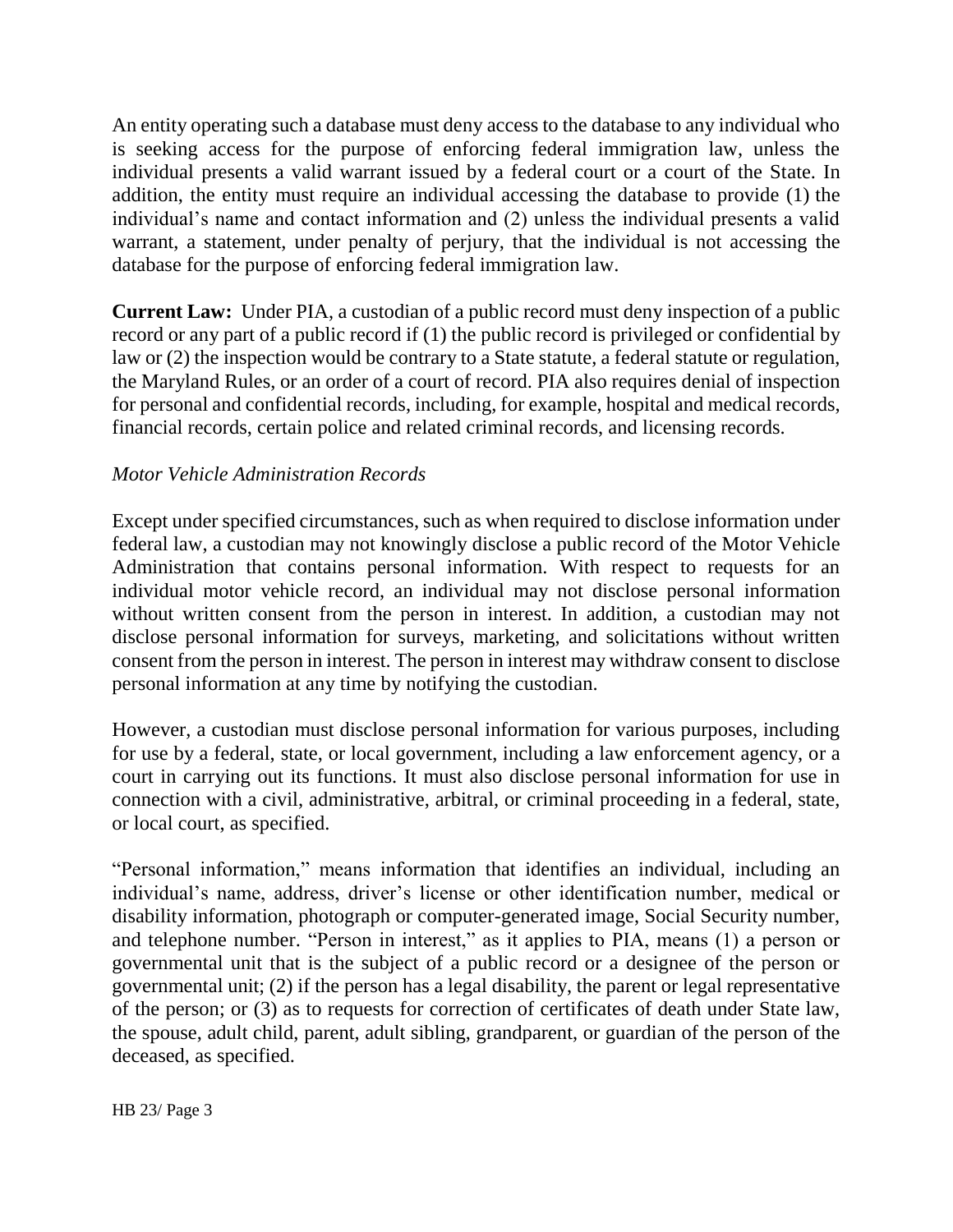An entity operating such a database must deny access to the database to any individual who is seeking access for the purpose of enforcing federal immigration law, unless the individual presents a valid warrant issued by a federal court or a court of the State. In addition, the entity must require an individual accessing the database to provide (1) the individual's name and contact information and (2) unless the individual presents a valid warrant, a statement, under penalty of perjury, that the individual is not accessing the database for the purpose of enforcing federal immigration law.

**Current Law:** Under PIA, a custodian of a public record must deny inspection of a public record or any part of a public record if (1) the public record is privileged or confidential by law or (2) the inspection would be contrary to a State statute, a federal statute or regulation, the Maryland Rules, or an order of a court of record. PIA also requires denial of inspection for personal and confidential records, including, for example, hospital and medical records, financial records, certain police and related criminal records, and licensing records.

*Motor Vehicle Administration Records*

Except under specified circumstances, such as when required to disclose information under federal law, a custodian may not knowingly disclose a public record of the Motor Vehicle Administration that contains personal information. With respect to requests for an individual motor vehicle record, an individual may not disclose personal information without written consent from the person in interest. In addition, a custodian may not disclose personal information for surveys, marketing, and solicitations without written consent from the person in interest. The person in interest may withdraw consent to disclose personal information at any time by notifying the custodian.

However, a custodian must disclose personal information for various purposes, including for use by a federal, state, or local government, including a law enforcement agency, or a court in carrying out its functions. It must also disclose personal information for use in connection with a civil, administrative, arbitral, or criminal proceeding in a federal, state, or local court, as specified.

"Personal information," means information that identifies an individual, including an individual's name, address, driver's license or other identification number, medical or disability information, photograph or computer-generated image, Social Security number, and telephone number. "Person in interest," as it applies to PIA, means (1) a person or governmental unit that is the subject of a public record or a designee of the person or governmental unit; (2) if the person has a legal disability, the parent or legal representative of the person; or (3) as to requests for correction of certificates of death under State law, the spouse, adult child, parent, adult sibling, grandparent, or guardian of the person of the deceased, as specified.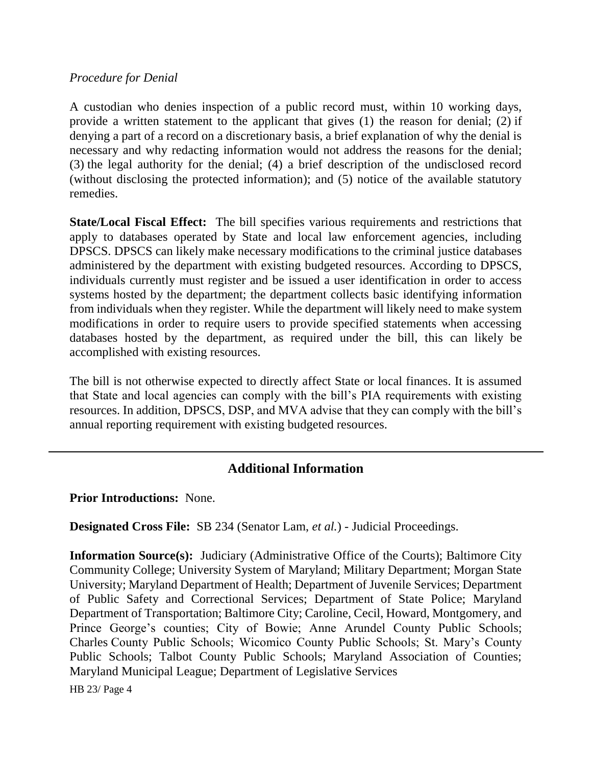*Procedure for Denial*

A custodian who denies inspection of a public record must, within 10 working days, provide a written statement to the applicant that gives (1) the reason for denial; (2) if denying a part of a record on a discretionary basis, a brief explanation of why the denial is necessary and why redacting information would not address the reasons for the denial; (3) the legal authority for the denial; (4) a brief description of the undisclosed record (without disclosing the protected information); and (5) notice of the available statutory remedies.

**State/Local Fiscal Effect:** The bill specifies various requirements and restrictions that apply to databases operated by State and local law enforcement agencies, including DPSCS. DPSCS can likely make necessary modifications to the criminal justice databases administered by the department with existing budgeted resources. According to DPSCS, individuals currently must register and be issued a user identification in order to access systems hosted by the department; the department collects basic identifying information from individuals when they register. While the department will likely need to make system modifications in order to require users to provide specified statements when accessing databases hosted by the department, as required under the bill, this can likely be accomplished with existing resources.

The bill is not otherwise expected to directly affect State or local finances. It is assumed that State and local agencies can comply with the bill's PIA requirements with existing resources. In addition, DPSCS, DSP, and MVA advise that they can comply with the bill's annual reporting requirement with existing budgeted resources.

---

## Additional Information

**Prior Introductions:** None.

**Designated Cross File:** SB 234 (Senator Lam, *et al.*) - Judicial Proceedings.

**Information Source(s):** Judiciary (Administrative Office of the Courts); Baltimore City Community College; University System of Maryland; Military Department; Morgan State University; Maryland Department of Health; Department of Juvenile Services; Department of Public Safety and Correctional Services; Department of State Police; Maryland Department of Transportation; Baltimore City; Caroline, Cecil, Howard, Montgomery, and Prince George's counties; City of Bowie; Anne Arundel County Public Schools; Charles County Public Schools; Wicomico County Public Schools; St. Mary's County Public Schools; Talbot County Public Schools; Maryland Association of Counties; Maryland Municipal League; Department of Legislative Services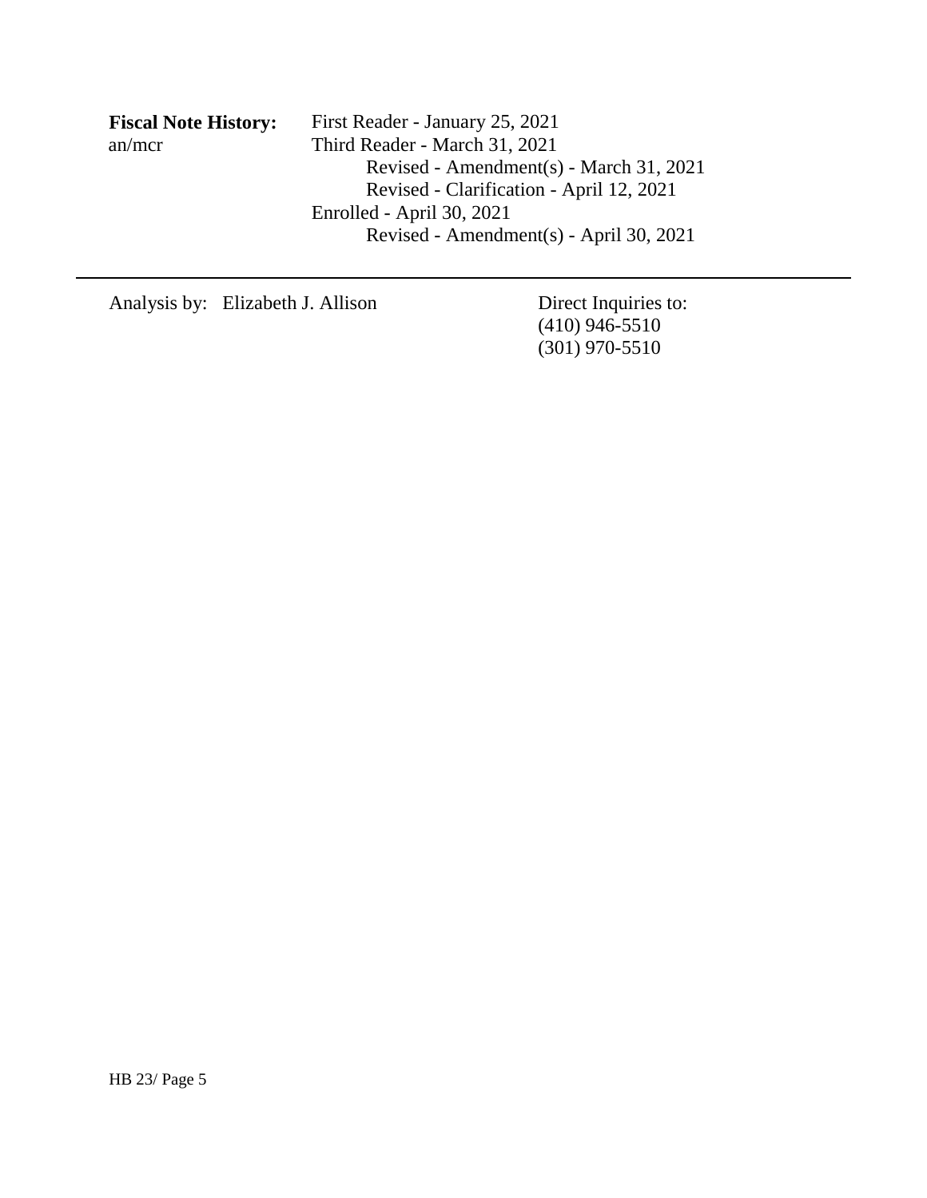**Fiscal Note History:** First Reader - January 25, 2021
an/mcr Third Reader - March 31, 2021
Revised - Amendment(s) - March 31, 2021
Revised - Clarification - April 12, 2021
Enrolled - April 30, 2021
Revised - Amendment(s) - April 30, 2021

---

Analysis by: Elizabeth J. Allison

Direct Inquiries to:
(410) 946-5510
(301) 970-5510